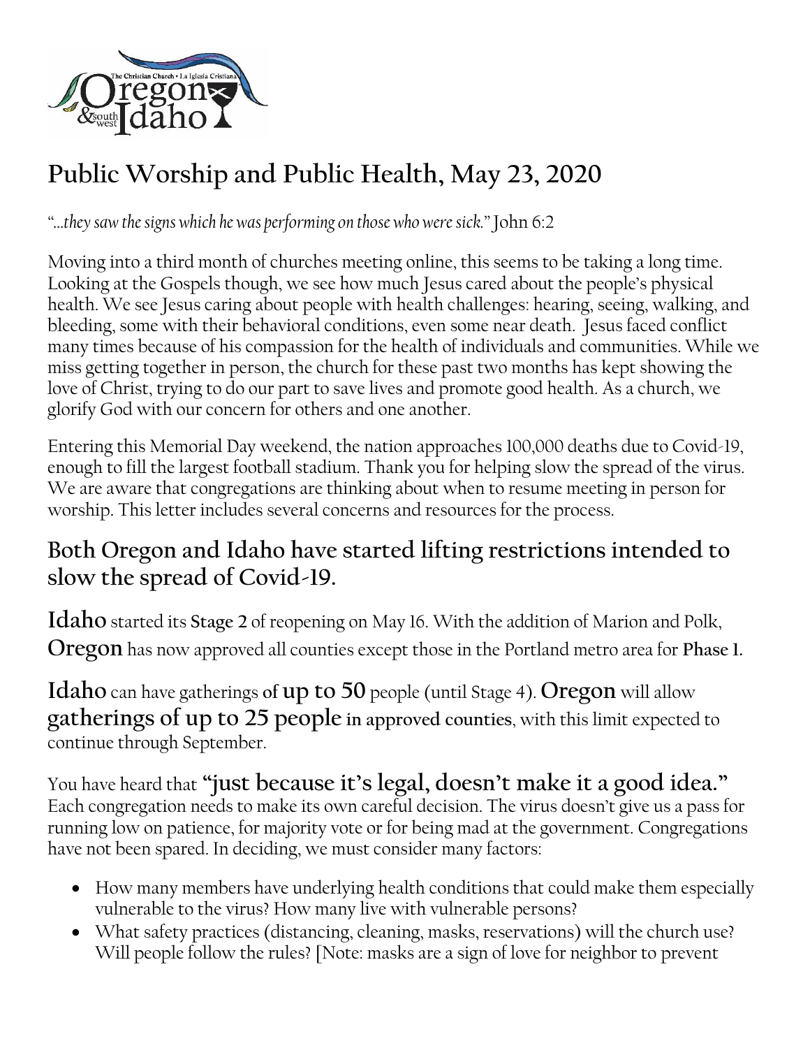# Public Worship and Public Health, May 23, 2020

*"...they saw the signs which he was performing on those who were sick."* John 6:2

Moving into a third month of churches meeting online, this seems to be taking a long time. Looking at the Gospels though, we see how much Jesus cared about the people's physical health. We see Jesus caring about people with health challenges: hearing, seeing, walking, and bleeding, some with their behavioral conditions, even some near death. Jesus faced conflict many times because of his compassion for the health of individuals and communities. While we miss getting together in person, the church for these past two months has kept showing the love of Christ, trying to do our part to save lives and promote good health. As a church, we glorify God with our concern for others and one another.

Entering this Memorial Day weekend, the nation approaches 100,000 deaths due to Covid-19, enough to fill the largest football stadium. Thank you for helping slow the spread of the virus. We are aware that congregations are thinking about when to resume meeting in person for worship. This letter includes several concerns and resources for the process.

## Both Oregon and Idaho have started lifting restrictions intended to slow the spread of Covid-19.

**Idaho** started its **Stage 2** of reopening on May 16. With the addition of Marion and Polk, **Oregon** has now approved all counties except those in the Portland metro area for **Phase 1.**

**Idaho** can have gatherings **of up to 50** people (until Stage 4). **Oregon** will allow **gatherings of up to 25 people in approved counties**, with this limit expected to continue through September.

You have heard that **"just because it's legal, doesn't make it a good idea."** Each congregation needs to make its own careful decision. The virus doesn't give us a pass for running low on patience, for majority vote or for being mad at the government. Congregations have not been spared. In deciding, we must consider many factors:

- How many members have underlying health conditions that could make them especially vulnerable to the virus? How many live with vulnerable persons?
- What safety practices (distancing, cleaning, masks, reservations) will the church use? Will people follow the rules? [Note: masks are a sign of love for neighbor to prevent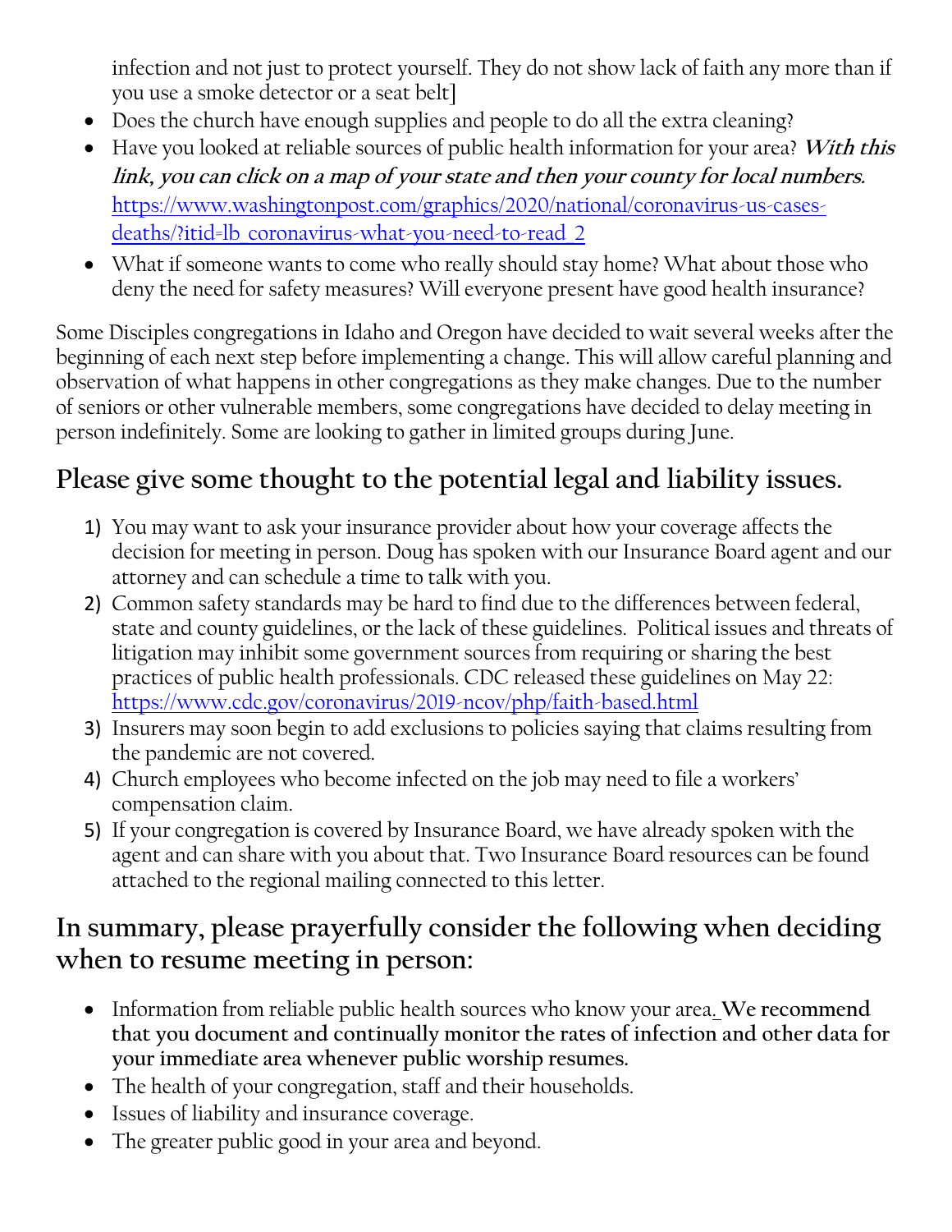infection and not just to protect yourself. They do not show lack of faith any more than if you use a smoke detector or a seat belt]

- Does the church have enough supplies and people to do all the extra cleaning?
- Have you looked at reliable sources of public health information for your area? ***With this link, you can click on a map of your state and then your county for local numbers.*** https://www.washingtonpost.com/graphics/2020/national/coronavirus-us-cases-deaths/?itid=lb_coronavirus-what-you-need-to-read_2
- What if someone wants to come who really should stay home? What about those who deny the need for safety measures? Will everyone present have good health insurance?

Some Disciples congregations in Idaho and Oregon have decided to wait several weeks after the beginning of each next step before implementing a change. This will allow careful planning and observation of what happens in other congregations as they make changes. Due to the number of seniors or other vulnerable members, some congregations have decided to delay meeting in person indefinitely. Some are looking to gather in limited groups during June.

## Please give some thought to the potential legal and liability issues.

1) You may want to ask your insurance provider about how your coverage affects the decision for meeting in person. Doug has spoken with our Insurance Board agent and our attorney and can schedule a time to talk with you.
2) Common safety standards may be hard to find due to the differences between federal, state and county guidelines, or the lack of these guidelines. Political issues and threats of litigation may inhibit some government sources from requiring or sharing the best practices of public health professionals. CDC released these guidelines on May 22: https://www.cdc.gov/coronavirus/2019-ncov/php/faith-based.html
3) Insurers may soon begin to add exclusions to policies saying that claims resulting from the pandemic are not covered.
4) Church employees who become infected on the job may need to file a workers' compensation claim.
5) If your congregation is covered by Insurance Board, we have already spoken with the agent and can share with you about that. Two Insurance Board resources can be found attached to the regional mailing connected to this letter.

## In summary, please prayerfully consider the following when deciding when to resume meeting in person:

- Information from reliable public health sources who know your area. **We recommend that you document and continually monitor the rates of infection and other data for your immediate area whenever public worship resumes.**
- The health of your congregation, staff and their households.
- Issues of liability and insurance coverage.
- The greater public good in your area and beyond.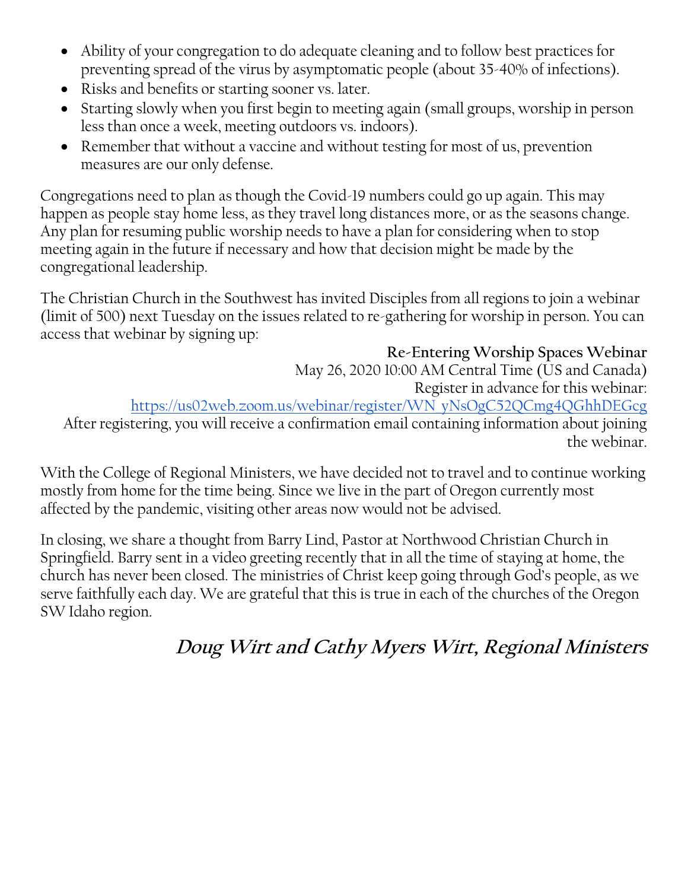- Ability of your congregation to do adequate cleaning and to follow best practices for preventing spread of the virus by asymptomatic people (about 35-40% of infections).
- Risks and benefits or starting sooner vs. later.
- Starting slowly when you first begin to meeting again (small groups, worship in person less than once a week, meeting outdoors vs. indoors).
- Remember that without a vaccine and without testing for most of us, prevention measures are our only defense.

Congregations need to plan as though the Covid-19 numbers could go up again. This may happen as people stay home less, as they travel long distances more, or as the seasons change. Any plan for resuming public worship needs to have a plan for considering when to stop meeting again in the future if necessary and how that decision might be made by the congregational leadership.

The Christian Church in the Southwest has invited Disciples from all regions to join a webinar (limit of 500) next Tuesday on the issues related to re-gathering for worship in person. You can access that webinar by signing up:

**Re-Entering Worship Spaces Webinar**
May 26, 2020 10:00 AM Central Time (US and Canada)
Register in advance for this webinar:
https://us02web.zoom.us/webinar/register/WN_yNsOgC52QCmg4QGhhDEGcg
After registering, you will receive a confirmation email containing information about joining the webinar.

With the College of Regional Ministers, we have decided not to travel and to continue working mostly from home for the time being. Since we live in the part of Oregon currently most affected by the pandemic, visiting other areas now would not be advised.

In closing, we share a thought from Barry Lind, Pastor at Northwood Christian Church in Springfield. Barry sent in a video greeting recently that in all the time of staying at home, the church has never been closed. The ministries of Christ keep going through God's people, as we serve faithfully each day. We are grateful that this is true in each of the churches of the Oregon SW Idaho region.

***Doug Wirt and Cathy Myers Wirt, Regional Ministers***